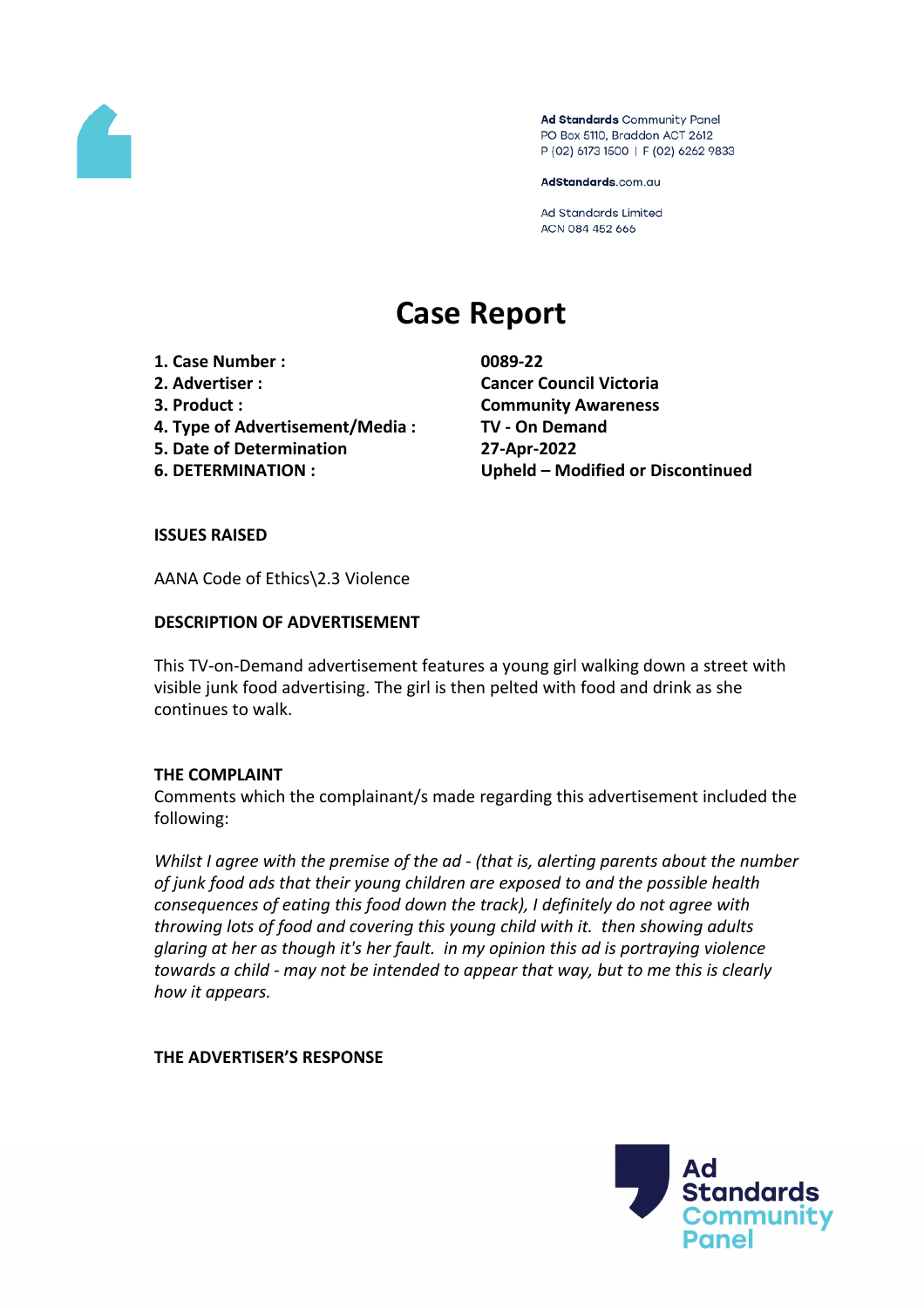Ad Standards Community Panel
PO Box 5110, Braddon ACT 2612
P (02) 6173 1500 | F (02) 6262 9833

AdStandards.com.au

Ad Standards Limited
ACN 084 452 666

# Case Report

| | |
|---|---|
| **1. Case Number :** | **0089-22** |
| **2. Advertiser :** | **Cancer Council Victoria** |
| **3. Product :** | **Community Awareness** |
| **4. Type of Advertisement/Media :** | **TV - On Demand** |
| **5. Date of Determination** | **27-Apr-2022** |
| **6. DETERMINATION :** | **Upheld – Modified or Discontinued** |

**ISSUES RAISED**

AANA Code of Ethics\2.3 Violence

**DESCRIPTION OF ADVERTISEMENT**

This TV-on-Demand advertisement features a young girl walking down a street with visible junk food advertising. The girl is then pelted with food and drink as she continues to walk.

**THE COMPLAINT**

Comments which the complainant/s made regarding this advertisement included the following:

*Whilst I agree with the premise of the ad - (that is, alerting parents about the number of junk food ads that their young children are exposed to and the possible health consequences of eating this food down the track), I definitely do not agree with throwing lots of food and covering this young child with it. then showing adults glaring at her as though it's her fault. in my opinion this ad is portraying violence towards a child - may not be intended to appear that way, but to me this is clearly how it appears.*

**THE ADVERTISER'S RESPONSE**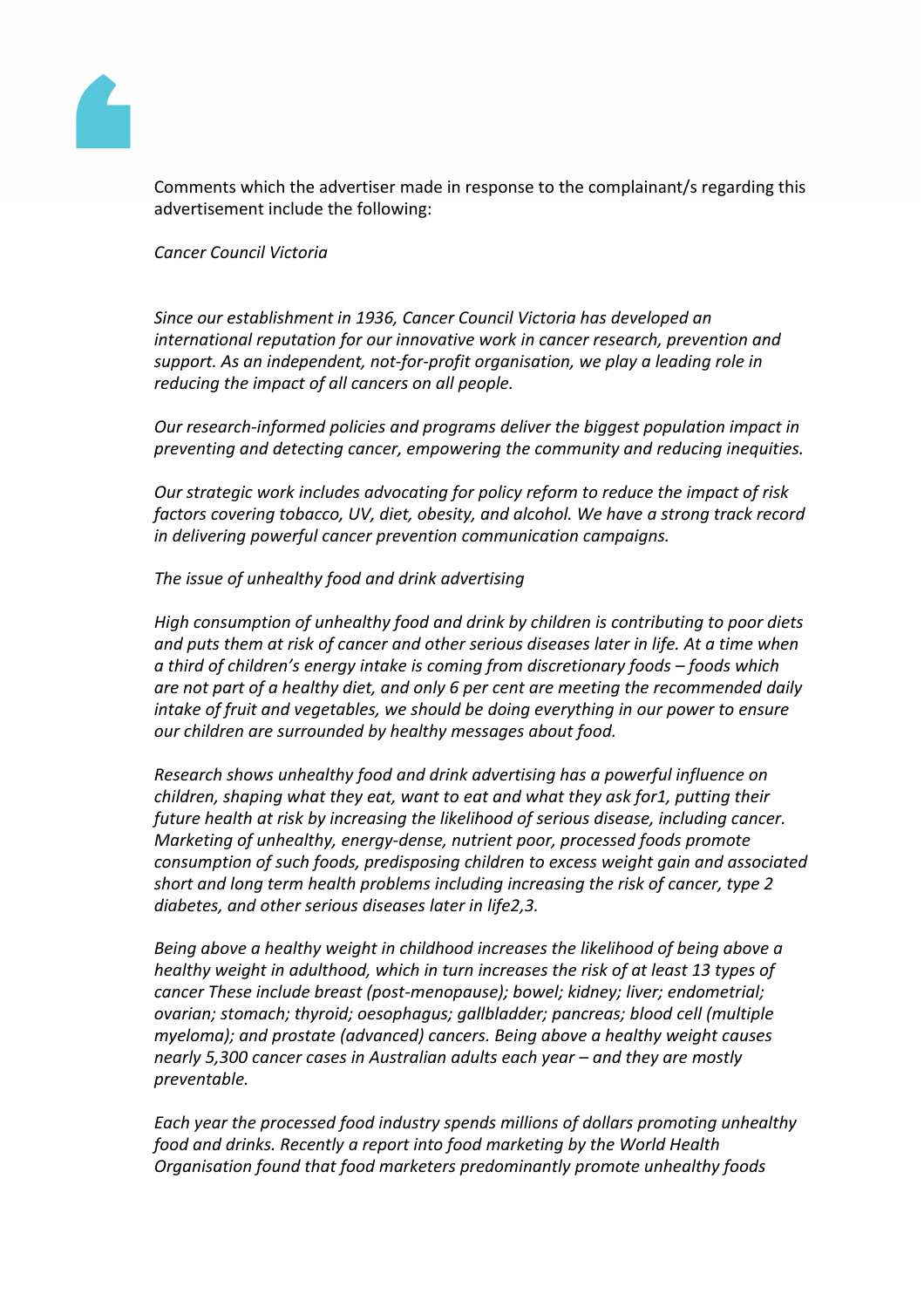Comments which the advertiser made in response to the complainant/s regarding this advertisement include the following:

*Cancer Council Victoria*

*Since our establishment in 1936, Cancer Council Victoria has developed an international reputation for our innovative work in cancer research, prevention and support. As an independent, not-for-profit organisation, we play a leading role in reducing the impact of all cancers on all people.*

*Our research-informed policies and programs deliver the biggest population impact in preventing and detecting cancer, empowering the community and reducing inequities.*

*Our strategic work includes advocating for policy reform to reduce the impact of risk factors covering tobacco, UV, diet, obesity, and alcohol. We have a strong track record in delivering powerful cancer prevention communication campaigns.*

*The issue of unhealthy food and drink advertising*

*High consumption of unhealthy food and drink by children is contributing to poor diets and puts them at risk of cancer and other serious diseases later in life. At a time when a third of children's energy intake is coming from discretionary foods – foods which are not part of a healthy diet, and only 6 per cent are meeting the recommended daily intake of fruit and vegetables, we should be doing everything in our power to ensure our children are surrounded by healthy messages about food.*

*Research shows unhealthy food and drink advertising has a powerful influence on children, shaping what they eat, want to eat and what they ask for[1], putting their future health at risk by increasing the likelihood of serious disease, including cancer. Marketing of unhealthy, energy-dense, nutrient poor, processed foods promote consumption of such foods, predisposing children to excess weight gain and associated short and long term health problems including increasing the risk of cancer, type 2 diabetes, and other serious diseases later in life[2,3].*

*Being above a healthy weight in childhood increases the likelihood of being above a healthy weight in adulthood, which in turn increases the risk of at least 13 types of cancer These include breast (post-menopause); bowel; kidney; liver; endometrial; ovarian; stomach; thyroid; oesophagus; gallbladder; pancreas; blood cell (multiple myeloma); and prostate (advanced) cancers. Being above a healthy weight causes nearly 5,300 cancer cases in Australian adults each year – and they are mostly preventable.*

*Each year the processed food industry spends millions of dollars promoting unhealthy food and drinks. Recently a report into food marketing by the World Health Organisation found that food marketers predominantly promote unhealthy foods*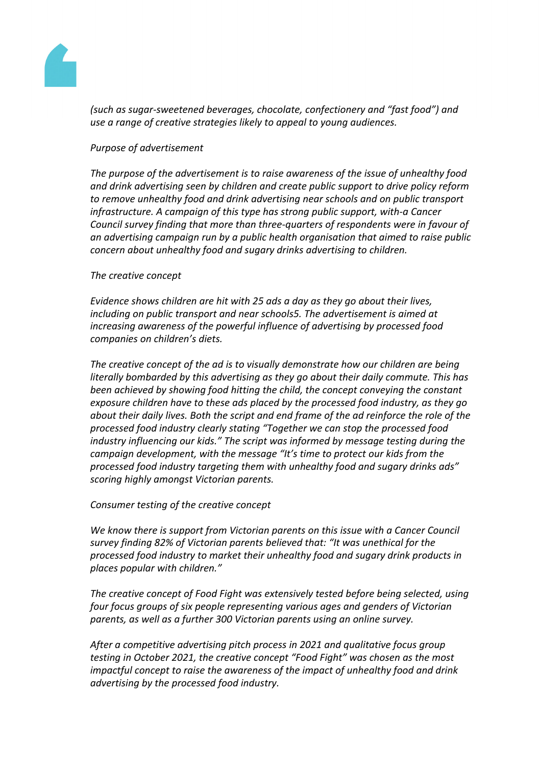*(such as sugar-sweetened beverages, chocolate, confectionery and "fast food") and use a range of creative strategies likely to appeal to young audiences.*

*Purpose of advertisement*

*The purpose of the advertisement is to raise awareness of the issue of unhealthy food and drink advertising seen by children and create public support to drive policy reform to remove unhealthy food and drink advertising near schools and on public transport infrastructure. A campaign of this type has strong public support, with-a Cancer Council survey finding that more than three-quarters of respondents were in favour of an advertising campaign run by a public health organisation that aimed to raise public concern about unhealthy food and sugary drinks advertising to children.*

*The creative concept*

*Evidence shows children are hit with 25 ads a day as they go about their lives, including on public transport and near schools5. The advertisement is aimed at increasing awareness of the powerful influence of advertising by processed food companies on children's diets.*

*The creative concept of the ad is to visually demonstrate how our children are being literally bombarded by this advertising as they go about their daily commute. This has been achieved by showing food hitting the child, the concept conveying the constant exposure children have to these ads placed by the processed food industry, as they go about their daily lives. Both the script and end frame of the ad reinforce the role of the processed food industry clearly stating "Together we can stop the processed food industry influencing our kids." The script was informed by message testing during the campaign development, with the message "It's time to protect our kids from the processed food industry targeting them with unhealthy food and sugary drinks ads" scoring highly amongst Victorian parents.*

*Consumer testing of the creative concept*

*We know there is support from Victorian parents on this issue with a Cancer Council survey finding 82% of Victorian parents believed that: "It was unethical for the processed food industry to market their unhealthy food and sugary drink products in places popular with children."*

*The creative concept of Food Fight was extensively tested before being selected, using four focus groups of six people representing various ages and genders of Victorian parents, as well as a further 300 Victorian parents using an online survey.*

*After a competitive advertising pitch process in 2021 and qualitative focus group testing in October 2021, the creative concept "Food Fight" was chosen as the most impactful concept to raise the awareness of the impact of unhealthy food and drink advertising by the processed food industry.*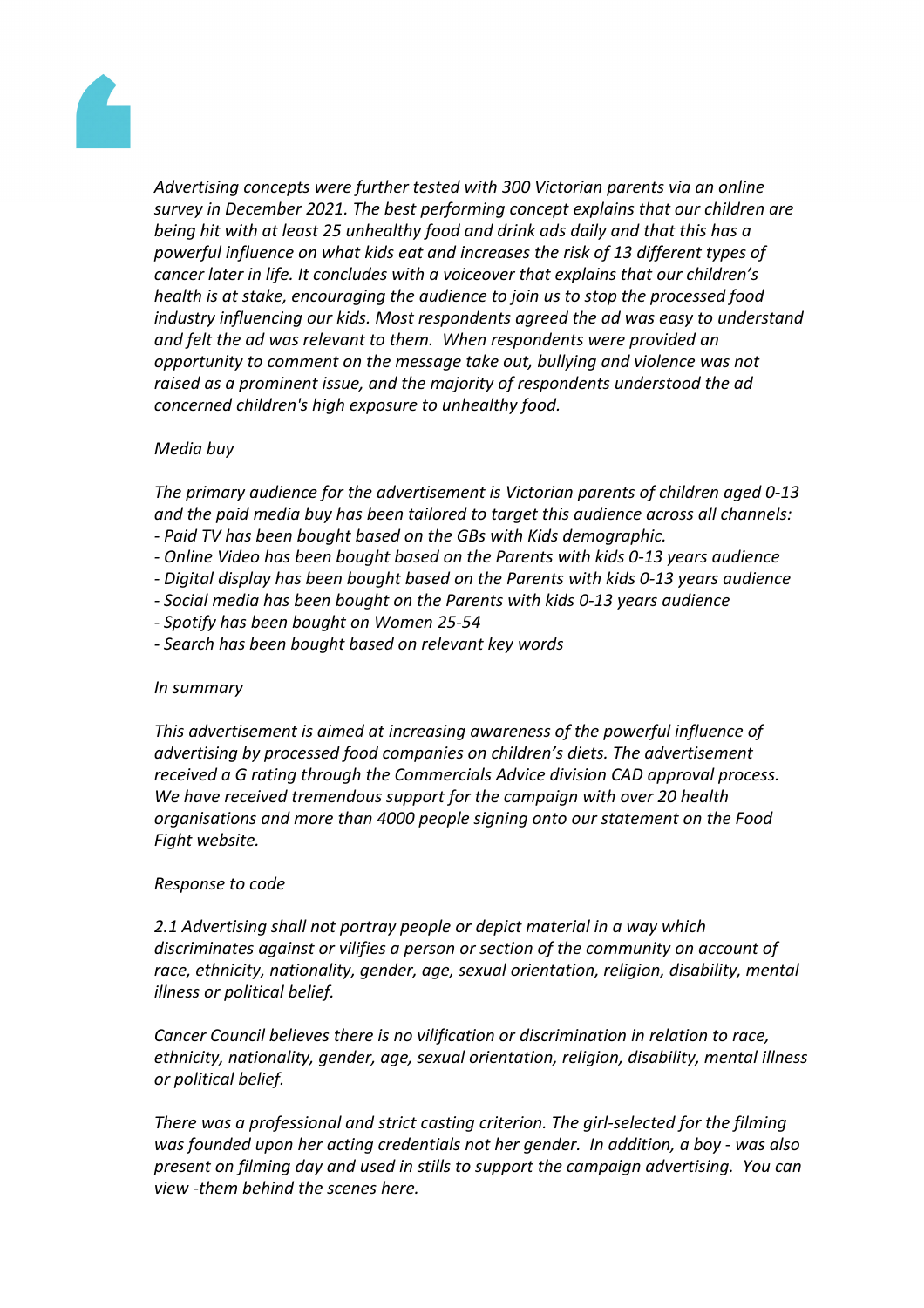*Advertising concepts were further tested with 300 Victorian parents via an online survey in December 2021. The best performing concept explains that our children are being hit with at least 25 unhealthy food and drink ads daily and that this has a powerful influence on what kids eat and increases the risk of 13 different types of cancer later in life. It concludes with a voiceover that explains that our children's health is at stake, encouraging the audience to join us to stop the processed food industry influencing our kids. Most respondents agreed the ad was easy to understand and felt the ad was relevant to them. When respondents were provided an opportunity to comment on the message take out, bullying and violence was not raised as a prominent issue, and the majority of respondents understood the ad concerned children's high exposure to unhealthy food.*

*Media buy*

*The primary audience for the advertisement is Victorian parents of children aged 0-13 and the paid media buy has been tailored to target this audience across all channels:*
*- Paid TV has been bought based on the GBs with Kids demographic.*
*- Online Video has been bought based on the Parents with kids 0-13 years audience*
*- Digital display has been bought based on the Parents with kids 0-13 years audience*
*- Social media has been bought on the Parents with kids 0-13 years audience*
*- Spotify has been bought on Women 25-54*
*- Search has been bought based on relevant key words*

*In summary*

*This advertisement is aimed at increasing awareness of the powerful influence of advertising by processed food companies on children's diets. The advertisement received a G rating through the Commercials Advice division CAD approval process. We have received tremendous support for the campaign with over 20 health organisations and more than 4000 people signing onto our statement on the Food Fight website.*

*Response to code*

*2.1 Advertising shall not portray people or depict material in a way which discriminates against or vilifies a person or section of the community on account of race, ethnicity, nationality, gender, age, sexual orientation, religion, disability, mental illness or political belief.*

*Cancer Council believes there is no vilification or discrimination in relation to race, ethnicity, nationality, gender, age, sexual orientation, religion, disability, mental illness or political belief.*

*There was a professional and strict casting criterion. The girl-selected for the filming was founded upon her acting credentials not her gender. In addition, a boy - was also present on filming day and used in stills to support the campaign advertising. You can view -them behind the scenes here.*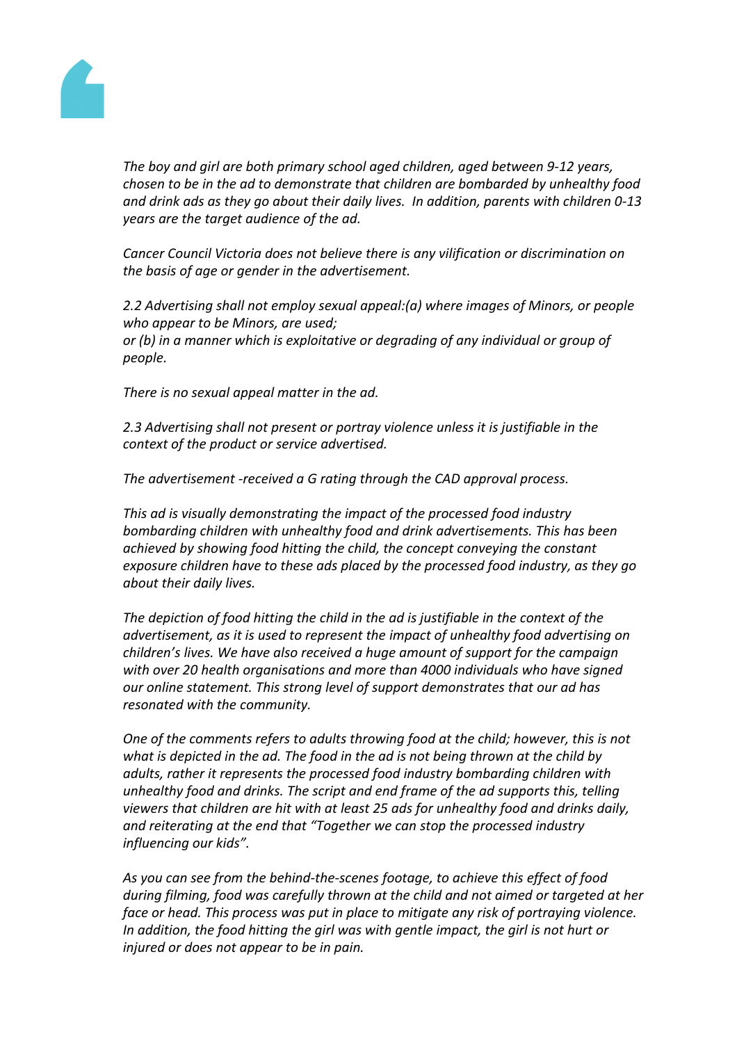*The boy and girl are both primary school aged children, aged between 9-12 years, chosen to be in the ad to demonstrate that children are bombarded by unhealthy food and drink ads as they go about their daily lives. In addition, parents with children 0-13 years are the target audience of the ad.*

*Cancer Council Victoria does not believe there is any vilification or discrimination on the basis of age or gender in the advertisement.*

*2.2 Advertising shall not employ sexual appeal:(a) where images of Minors, or people who appear to be Minors, are used;*
*or (b) in a manner which is exploitative or degrading of any individual or group of people.*

*There is no sexual appeal matter in the ad.*

*2.3 Advertising shall not present or portray violence unless it is justifiable in the context of the product or service advertised.*

*The advertisement -received a G rating through the CAD approval process.*

*This ad is visually demonstrating the impact of the processed food industry bombarding children with unhealthy food and drink advertisements. This has been achieved by showing food hitting the child, the concept conveying the constant exposure children have to these ads placed by the processed food industry, as they go about their daily lives.*

*The depiction of food hitting the child in the ad is justifiable in the context of the advertisement, as it is used to represent the impact of unhealthy food advertising on children's lives. We have also received a huge amount of support for the campaign with over 20 health organisations and more than 4000 individuals who have signed our online statement. This strong level of support demonstrates that our ad has resonated with the community.*

*One of the comments refers to adults throwing food at the child; however, this is not what is depicted in the ad. The food in the ad is not being thrown at the child by adults, rather it represents the processed food industry bombarding children with unhealthy food and drinks. The script and end frame of the ad supports this, telling viewers that children are hit with at least 25 ads for unhealthy food and drinks daily, and reiterating at the end that "Together we can stop the processed industry influencing our kids".*

*As you can see from the behind-the-scenes footage, to achieve this effect of food during filming, food was carefully thrown at the child and not aimed or targeted at her face or head. This process was put in place to mitigate any risk of portraying violence. In addition, the food hitting the girl was with gentle impact, the girl is not hurt or injured or does not appear to be in pain.*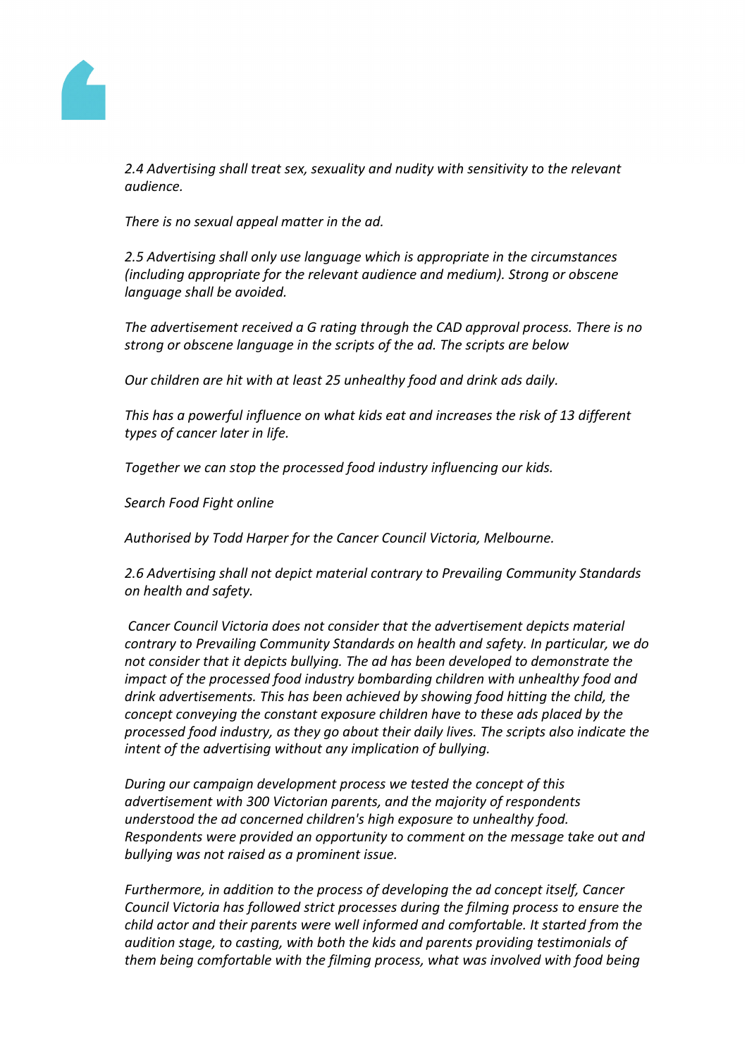*2.4 Advertising shall treat sex, sexuality and nudity with sensitivity to the relevant audience.*

*There is no sexual appeal matter in the ad.*

*2.5 Advertising shall only use language which is appropriate in the circumstances (including appropriate for the relevant audience and medium). Strong or obscene language shall be avoided.*

*The advertisement received a G rating through the CAD approval process. There is no strong or obscene language in the scripts of the ad. The scripts are below*

*Our children are hit with at least 25 unhealthy food and drink ads daily.*

*This has a powerful influence on what kids eat and increases the risk of 13 different types of cancer later in life.*

*Together we can stop the processed food industry influencing our kids.*

*Search Food Fight online*

*Authorised by Todd Harper for the Cancer Council Victoria, Melbourne.*

*2.6 Advertising shall not depict material contrary to Prevailing Community Standards on health and safety.*

*Cancer Council Victoria does not consider that the advertisement depicts material contrary to Prevailing Community Standards on health and safety. In particular, we do not consider that it depicts bullying. The ad has been developed to demonstrate the impact of the processed food industry bombarding children with unhealthy food and drink advertisements. This has been achieved by showing food hitting the child, the concept conveying the constant exposure children have to these ads placed by the processed food industry, as they go about their daily lives. The scripts also indicate the intent of the advertising without any implication of bullying.*

*During our campaign development process we tested the concept of this advertisement with 300 Victorian parents, and the majority of respondents understood the ad concerned children's high exposure to unhealthy food. Respondents were provided an opportunity to comment on the message take out and bullying was not raised as a prominent issue.*

*Furthermore, in addition to the process of developing the ad concept itself, Cancer Council Victoria has followed strict processes during the filming process to ensure the child actor and their parents were well informed and comfortable. It started from the audition stage, to casting, with both the kids and parents providing testimonials of them being comfortable with the filming process, what was involved with food being*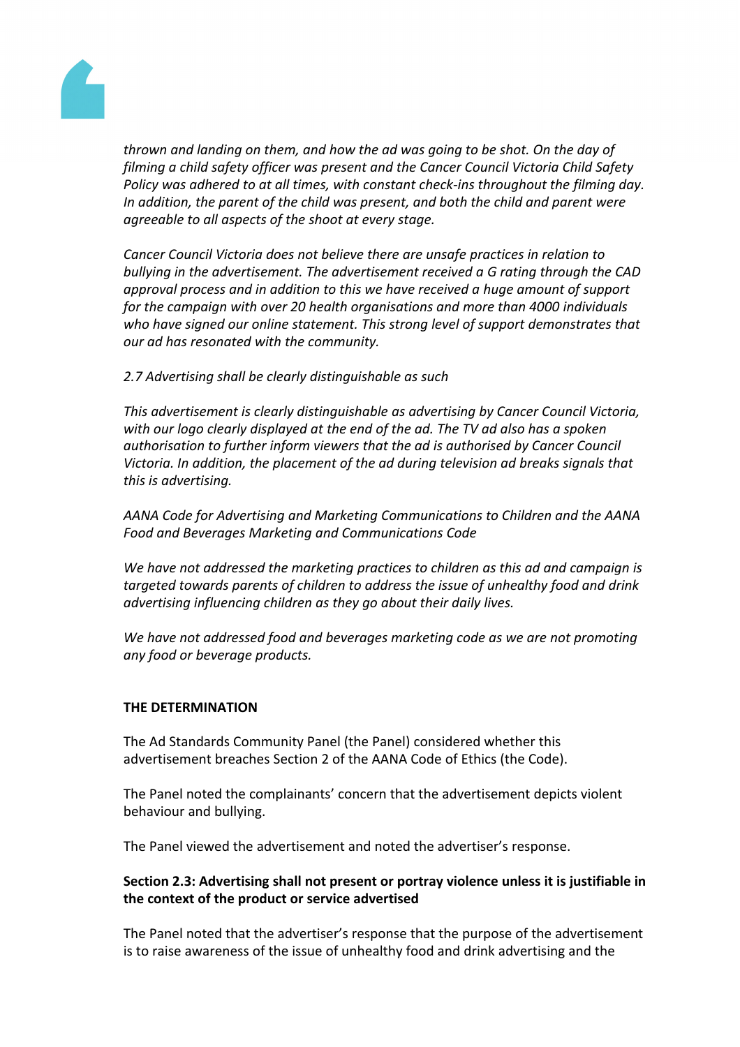*thrown and landing on them, and how the ad was going to be shot. On the day of filming a child safety officer was present and the Cancer Council Victoria Child Safety Policy was adhered to at all times, with constant check-ins throughout the filming day. In addition, the parent of the child was present, and both the child and parent were agreeable to all aspects of the shoot at every stage.*

*Cancer Council Victoria does not believe there are unsafe practices in relation to bullying in the advertisement. The advertisement received a G rating through the CAD approval process and in addition to this we have received a huge amount of support for the campaign with over 20 health organisations and more than 4000 individuals who have signed our online statement. This strong level of support demonstrates that our ad has resonated with the community.*

*2.7 Advertising shall be clearly distinguishable as such*

*This advertisement is clearly distinguishable as advertising by Cancer Council Victoria, with our logo clearly displayed at the end of the ad. The TV ad also has a spoken authorisation to further inform viewers that the ad is authorised by Cancer Council Victoria. In addition, the placement of the ad during television ad breaks signals that this is advertising.*

*AANA Code for Advertising and Marketing Communications to Children and the AANA Food and Beverages Marketing and Communications Code*

*We have not addressed the marketing practices to children as this ad and campaign is targeted towards parents of children to address the issue of unhealthy food and drink advertising influencing children as they go about their daily lives.*

*We have not addressed food and beverages marketing code as we are not promoting any food or beverage products.*

**THE DETERMINATION**

The Ad Standards Community Panel (the Panel) considered whether this advertisement breaches Section 2 of the AANA Code of Ethics (the Code).

The Panel noted the complainants' concern that the advertisement depicts violent behaviour and bullying.

The Panel viewed the advertisement and noted the advertiser's response.

**Section 2.3: Advertising shall not present or portray violence unless it is justifiable in the context of the product or service advertised**

The Panel noted that the advertiser's response that the purpose of the advertisement is to raise awareness of the issue of unhealthy food and drink advertising and the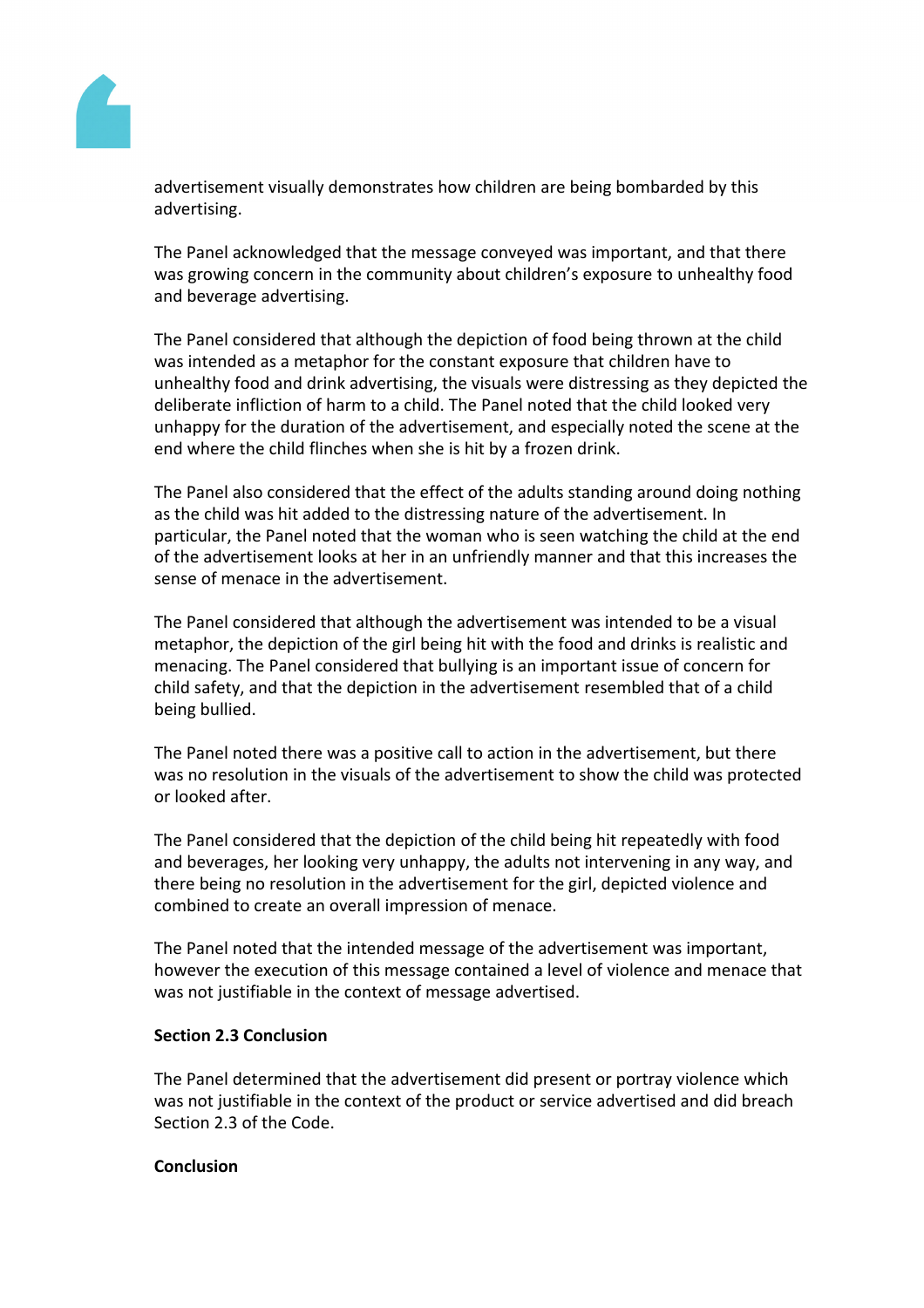advertisement visually demonstrates how children are being bombarded by this advertising.

The Panel acknowledged that the message conveyed was important, and that there was growing concern in the community about children's exposure to unhealthy food and beverage advertising.

The Panel considered that although the depiction of food being thrown at the child was intended as a metaphor for the constant exposure that children have to unhealthy food and drink advertising, the visuals were distressing as they depicted the deliberate infliction of harm to a child. The Panel noted that the child looked very unhappy for the duration of the advertisement, and especially noted the scene at the end where the child flinches when she is hit by a frozen drink.

The Panel also considered that the effect of the adults standing around doing nothing as the child was hit added to the distressing nature of the advertisement. In particular, the Panel noted that the woman who is seen watching the child at the end of the advertisement looks at her in an unfriendly manner and that this increases the sense of menace in the advertisement.

The Panel considered that although the advertisement was intended to be a visual metaphor, the depiction of the girl being hit with the food and drinks is realistic and menacing. The Panel considered that bullying is an important issue of concern for child safety, and that the depiction in the advertisement resembled that of a child being bullied.

The Panel noted there was a positive call to action in the advertisement, but there was no resolution in the visuals of the advertisement to show the child was protected or looked after.

The Panel considered that the depiction of the child being hit repeatedly with food and beverages, her looking very unhappy, the adults not intervening in any way, and there being no resolution in the advertisement for the girl, depicted violence and combined to create an overall impression of menace.

The Panel noted that the intended message of the advertisement was important, however the execution of this message contained a level of violence and menace that was not justifiable in the context of message advertised.

**Section 2.3 Conclusion**

The Panel determined that the advertisement did present or portray violence which was not justifiable in the context of the product or service advertised and did breach Section 2.3 of the Code.

**Conclusion**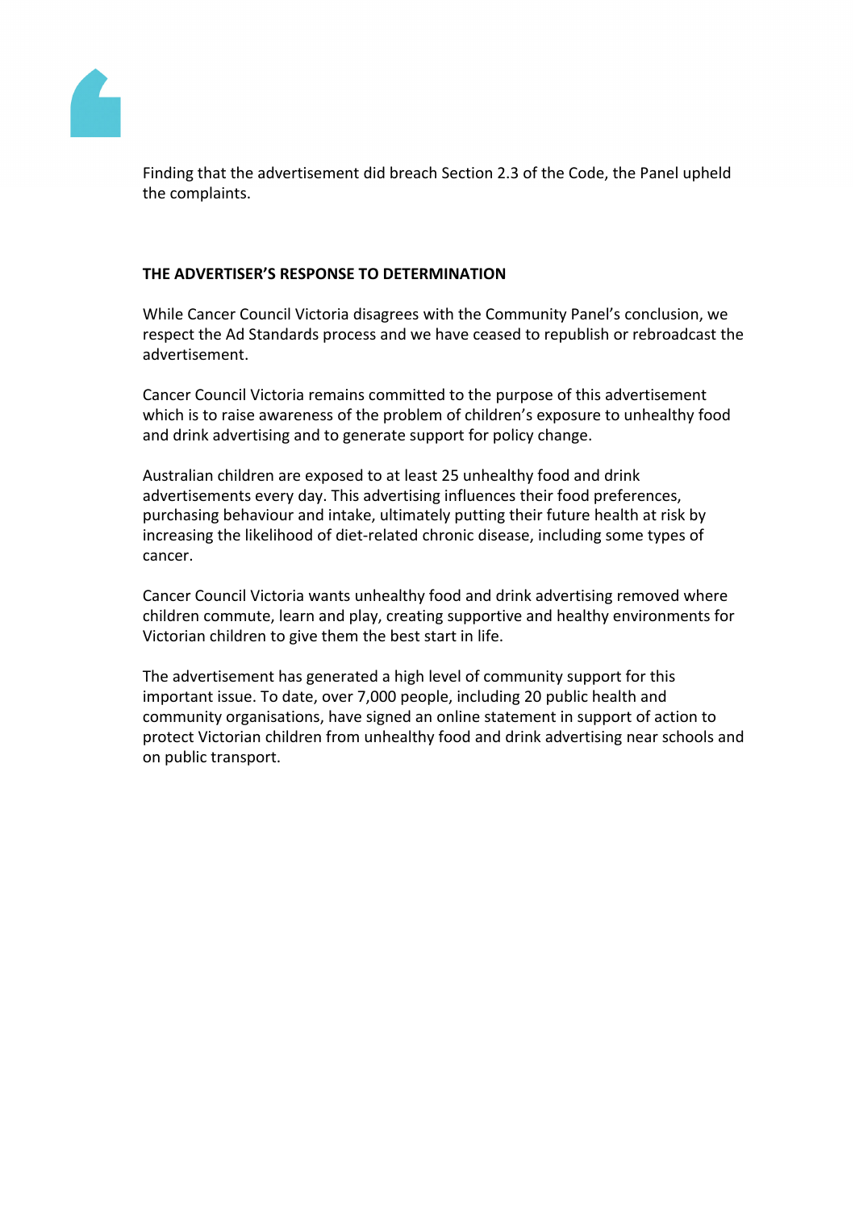Finding that the advertisement did breach Section 2.3 of the Code, the Panel upheld the complaints.

**THE ADVERTISER'S RESPONSE TO DETERMINATION**

While Cancer Council Victoria disagrees with the Community Panel's conclusion, we respect the Ad Standards process and we have ceased to republish or rebroadcast the advertisement.

Cancer Council Victoria remains committed to the purpose of this advertisement which is to raise awareness of the problem of children's exposure to unhealthy food and drink advertising and to generate support for policy change.

Australian children are exposed to at least 25 unhealthy food and drink advertisements every day. This advertising influences their food preferences, purchasing behaviour and intake, ultimately putting their future health at risk by increasing the likelihood of diet-related chronic disease, including some types of cancer.

Cancer Council Victoria wants unhealthy food and drink advertising removed where children commute, learn and play, creating supportive and healthy environments for Victorian children to give them the best start in life.

The advertisement has generated a high level of community support for this important issue. To date, over 7,000 people, including 20 public health and community organisations, have signed an online statement in support of action to protect Victorian children from unhealthy food and drink advertising near schools and on public transport.